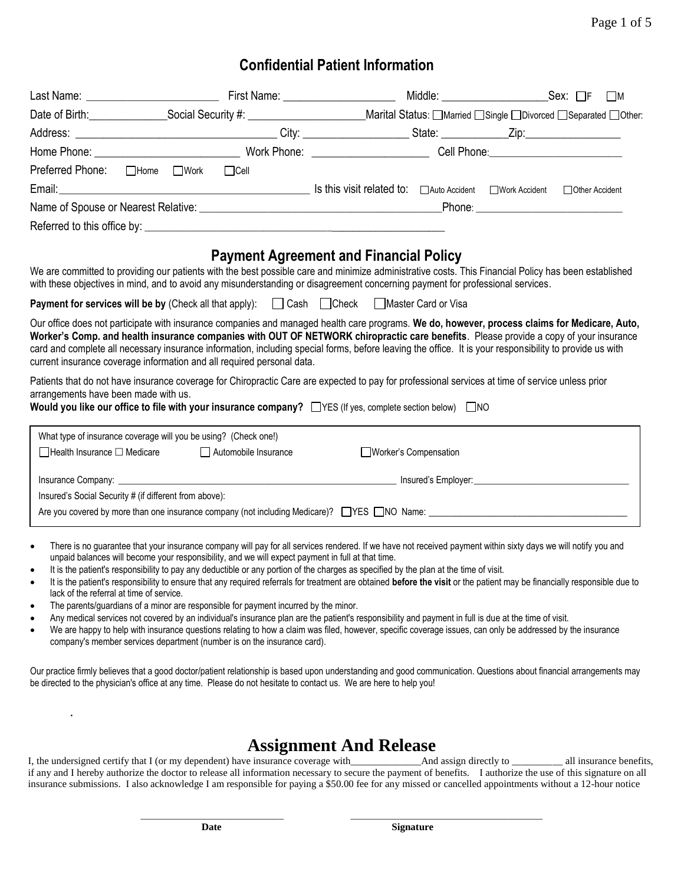# Confidential Patient Information

Last Name: ________________________ First Name: ____________________ Middle: ___________________ Sex: ☐F ☐M

Date of Birth: ______________ Social Security #: _____________________ Marital Status: ☐Married ☐Single ☐Divorced ☐Separated ☐Other:

Address: ___________________________________ City: ___________________ State: ___________ Zip: _________________

Home Phone: __________________________ Work Phone: _____________________ Cell Phone: ________________________

Preferred Phone: ☐Home ☐Work ☐Cell

Email: ____________________________________________ Is this visit related to: ☐Auto Accident ☐Work Accident ☐Other Accident

Name of Spouse or Nearest Relative: ___________________________________________ Phone: ___________________________

Referred to this office by: ________________________________________________________

## Payment Agreement and Financial Policy

We are committed to providing our patients with the best possible care and minimize administrative costs. This Financial Policy has been established with these objectives in mind, and to avoid any misunderstanding or disagreement concerning payment for professional services.

**Payment for services will be by** (Check all that apply): ☐ Cash ☐Check ☐Master Card or Visa

Our office does not participate with insurance companies and managed health care programs. **We do, however, process claims for Medicare, Auto, Worker's Comp. and health insurance companies with OUT OF NETWORK chiropractic care benefits**. Please provide a copy of your insurance card and complete all necessary insurance information, including special forms, before leaving the office. It is your responsibility to provide us with current insurance coverage information and all required personal data.

Patients that do not have insurance coverage for Chiropractic Care are expected to pay for professional services at time of service unless prior arrangements have been made with us.

**Would you like our office to file with your insurance company?** ☐YES (If yes, complete section below) ☐NO

What type of insurance coverage will you be using? (Check one!)

☐Health Insurance ☐ Medicare ☐ Automobile Insurance ☐Worker's Compensation

Insurance Company: ___________________________________________________________ Insured's Employer: ________________________________

Insured's Social Security # (if different from above):

Are you covered by more than one insurance company (not including Medicare)? ☐YES ☐NO Name: ________________________________________

- There is no guarantee that your insurance company will pay for all services rendered. If we have not received payment within sixty days we will notify you and unpaid balances will become your responsibility, and we will expect payment in full at that time.
- It is the patient's responsibility to pay any deductible or any portion of the charges as specified by the plan at the time of visit.
- It is the patient's responsibility to ensure that any required referrals for treatment are obtained **before the visit** or the patient may be financially responsible due to lack of the referral at time of service.
- The parents/guardians of a minor are responsible for payment incurred by the minor.
- Any medical services not covered by an individual's insurance plan are the patient's responsibility and payment in full is due at the time of visit.
- We are happy to help with insurance questions relating to how a claim was filed, however, specific coverage issues, can only be addressed by the insurance company's member services department (number is on the insurance card).

Our practice firmly believes that a good doctor/patient relationship is based upon understanding and good communication. Questions about financial arrangements may be directed to the physician's office at any time. Please do not hesitate to contact us. We are here to help you!

## Assignment And Release

I, the undersigned certify that I (or my dependent) have insurance coverage with______________And assign directly to __________ all insurance benefits, if any and I hereby authorize the doctor to release all information necessary to secure the payment of benefits. I authorize the use of this signature on all insurance submissions. I also acknowledge I am responsible for paying a $50.00 fee for any missed or cancelled appointments without a 12-hour notice

______________________________ ________________________________________

**Date** **Signature**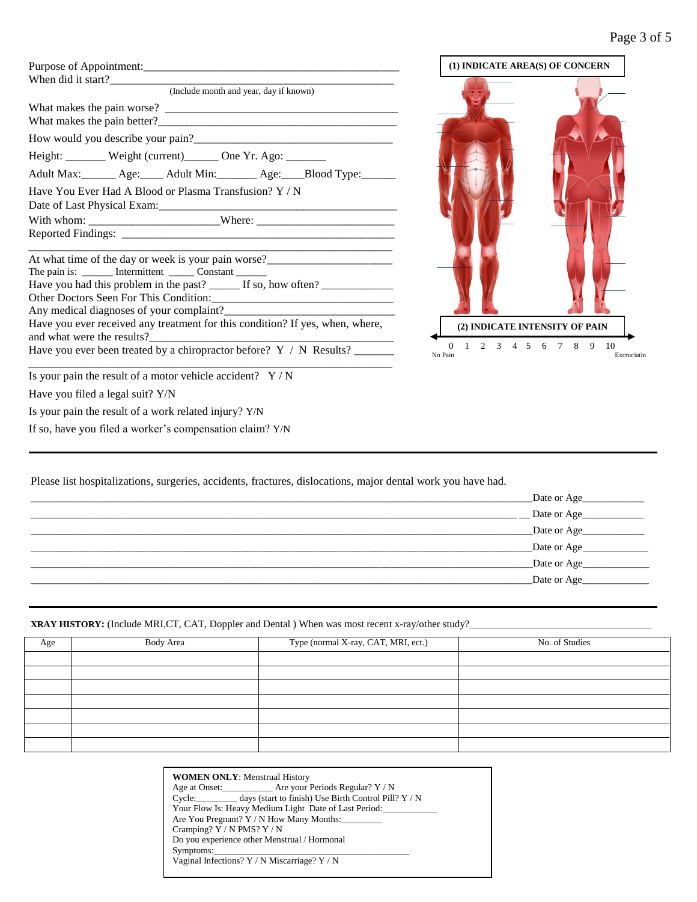Purpose of Appointment:_______________________________________________
When did it start?_______________________________________________
(Include month and year, day if known)

What makes the pain worse? _________________________________________
What makes the pain better?_________________________________________

How would you describe your pain?_________________________________

Height: _______ Weight (current)______ One Yr. Ago: _______

Adult Max:______ Age:____ Adult Min:_______ Age:____Blood Type:______

Have You Ever Had A Blood or Plasma Transfusion? Y / N
Date of Last Physical Exam:__________________________________________
With whom: ______________________Where: ________________________
Reported Findings: _______________________________________________
_____________________________________________________________

At what time of the day or week is your pain worse?_____________________
The pain is: ______ Intermittent _____ Constant ______
Have you had this problem in the past? _____ If so, how often? ____________
Other Doctors Seen For This Condition:_______________________________
Any medical diagnoses of your complaint?_____________________________
Have you ever received any treatment for this condition? If yes, when, where, and what were the results?__________________________________________
Have you ever been treated by a chiropractor before? Y / N Results? _______
_____________________________________________________________

Is your pain the result of a motor vehicle accident? Y / N

Have you filed a legal suit? Y/N

Is your pain the result of a work related injury? Y/N

If so, have you filed a worker's compensation claim? Y/N

**(1) INDICATE AREA(S) OF CONCERN**

**(2) INDICATE INTENSITY OF PAIN**

0 1 2 3 4 5 6 7 8 9 10

No Pain — Excruciatin

---

Please list hospitalizations, surgeries, accidents, fractures, dislocations, major dental work you have had.

______________________________________________________________________Date or Age___________
______________________________________________________________________Date or Age___________
______________________________________________________________________Date or Age___________
______________________________________________________________________Date or Age___________
______________________________________________________________________Date or Age___________
______________________________________________________________________Date or Age___________

---

**XRAY HISTORY:** (Include MRI,CT, CAT, Doppler and Dental ) When was most recent x-ray/other study?_______________________________

| Age | Body Area | Type (normal X-ray, CAT, MRI, ect.) | No. of Studies |
|---|---|---|---|
| | | | |
| | | | |
| | | | |
| | | | |
| | | | |
| | | | |
| | | | |

**WOMEN ONLY**: Menstrual History
Age at Onset:___________ Are your Periods Regular? Y / N
Cycle:_________ days (start to finish) Use Birth Control Pill? Y / N
Your Flow Is: Heavy Medium Light Date of Last Period:____________
Are You Pregnant? Y / N How Many Months:_________
Cramping? Y / N PMS? Y / N
Do you experience other Menstrual / Hormonal Symptoms:_________________________________________
Vaginal Infections? Y / N Miscarriage? Y / N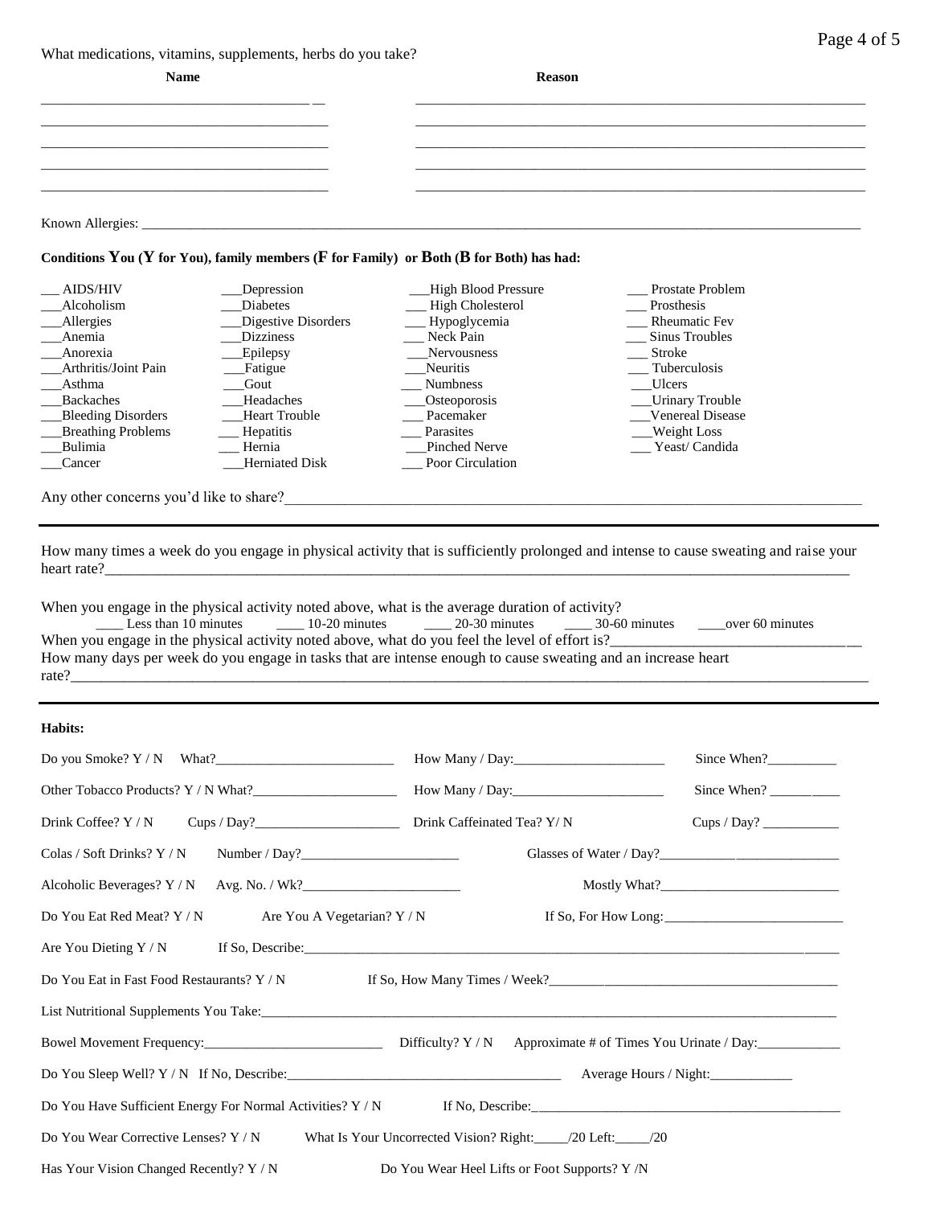What medications, vitamins, supplements, herbs do you take?

| Name | Reason |
|---|---|
| ___________________________________ | ___________________________________ |
| ___________________________________ | ___________________________________ |
| ___________________________________ | ___________________________________ |
| ___________________________________ | ___________________________________ |
| ___________________________________ | ___________________________________ |

Known Allergies: ____________________________________________________________________________________________

**Conditions You (Y for You), family members (F for Family) or Both (B for Both) has had:**

| | | | |
|---|---|---|---|
| ___ AIDS/HIV | ___Depression | ___High Blood Pressure | ___ Prostate Problem |
| ___Alcoholism | ___Diabetes | ___ High Cholesterol | ___ Prosthesis |
| ___Allergies | ___Digestive Disorders | ___ Hypoglycemia | ___ Rheumatic Fev |
| ___Anemia | ___Dizziness | ___ Neck Pain | ___ Sinus Troubles |
| ___Anorexia | ___Epilepsy | ___Nervousness | ___ Stroke |
| ___Arthritis/Joint Pain | ___Fatigue | ___Neuritis | ___ Tuberculosis |
| ___Asthma | ___Gout | ___ Numbness | ___Ulcers |
| ___Backaches | ___Headaches | ___Osteoporosis | ___Urinary Trouble |
| ___Bleeding Disorders | ___Heart Trouble | ___ Pacemaker | ___Venereal Disease |
| ___Breathing Problems | ___ Hepatitis | ___ Parasites | ___Weight Loss |
| ___Bulimia | ___ Hernia | ___Pinched Nerve | ___ Yeast/ Candida |
| ___Cancer | ___Herniated Disk | ___ Poor Circulation | |

Any other concerns you'd like to share?____________________________________________________________________________

---

How many times a week do you engage in physical activity that is sufficiently prolonged and intense to cause sweating and raise your heart rate?________________________________________________________________________________________

When you engage in the physical activity noted above, what is the average duration of activity?

____ Less than 10 minutes ____ 10-20 minutes ____ 20-30 minutes ____ 30-60 minutes ____over 60 minutes

When you engage in the physical activity noted above, what do you feel the level of effort is?_______________________________

How many days per week do you engage in tasks that are intense enough to cause sweating and an increase heart rate?________________________________________________________________________________________________

---

**Habits:**

Do you Smoke? Y / N What?_________________________ How Many / Day:_____________________ Since When?__________

Other Tobacco Products? Y / N What?_____________________ How Many / Day:_____________________ Since When? __________

Drink Coffee? Y / N Cups / Day?_____________________ Drink Caffeinated Tea? Y/ N Cups / Day? ___________

Colas / Soft Drinks? Y / N Number / Day?______________________ Glasses of Water / Day?__________________________

Alcoholic Beverages? Y / N Avg. No. / Wk?______________________ Mostly What?_________________________

Do You Eat Red Meat? Y / N Are You A Vegetarian? Y / N If So, For How Long:_________________________

Are You Dieting Y / N If So, Describe:______________________________________________________________________

Do You Eat in Fast Food Restaurants? Y / N If So, How Many Times / Week?______________________________________

List Nutritional Supplements You Take:_________________________________________________________________________

Bowel Movement Frequency:_________________________ Difficulty? Y / N Approximate # of Times You Urinate / Day:____________

Do You Sleep Well? Y / N If No, Describe:_______________________________________ Average Hours / Night:____________

Do You Have Sufficient Energy For Normal Activities? Y / N If No, Describe:____________________________________________

Do You Wear Corrective Lenses? Y / N What Is Your Uncorrected Vision? Right:_____/20 Left:_____/20

Has Your Vision Changed Recently? Y / N Do You Wear Heel Lifts or Foot Supports? Y /N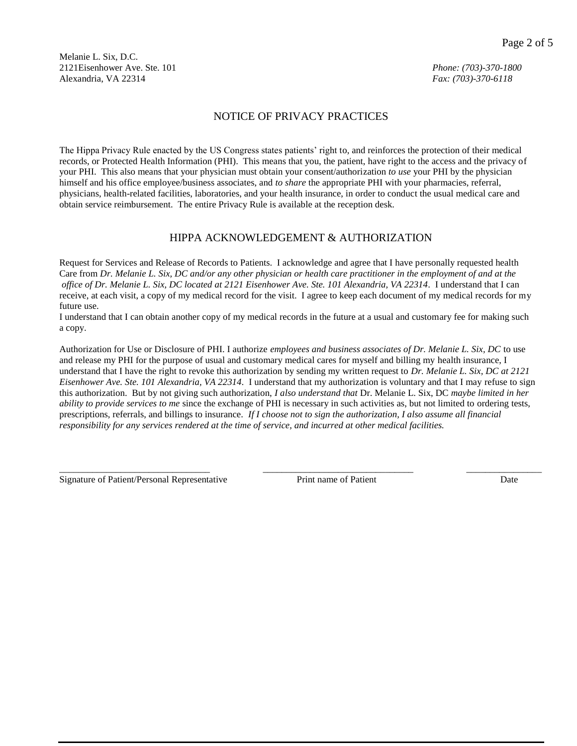Melanie L. Six, D.C.
2121Eisenhower Ave. Ste. 101
Alexandria, VA 22314

*Phone: (703)-370-1800*
*Fax: (703)-370-6118*

## NOTICE OF PRIVACY PRACTICES

The Hippa Privacy Rule enacted by the US Congress states patients' right to, and reinforces the protection of their medical records, or Protected Health Information (PHI). This means that you, the patient, have right to the access and the privacy of your PHI. This also means that your physician must obtain your consent/authorization *to use* your PHI by the physician himself and his office employee/business associates, and *to share* the appropriate PHI with your pharmacies, referral, physicians, health-related facilities, laboratories, and your health insurance, in order to conduct the usual medical care and obtain service reimbursement. The entire Privacy Rule is available at the reception desk.

## HIPPA ACKNOWLEDGEMENT & AUTHORIZATION

Request for Services and Release of Records to Patients. I acknowledge and agree that I have personally requested health Care from *Dr. Melanie L. Six, DC and/or any other physician or health care practitioner in the employment of and at the office of Dr. Melanie L. Six, DC located at 2121 Eisenhower Ave. Ste. 101 Alexandria, VA 22314*. I understand that I can receive, at each visit, a copy of my medical record for the visit. I agree to keep each document of my medical records for my future use.
I understand that I can obtain another copy of my medical records in the future at a usual and customary fee for making such a copy.

Authorization for Use or Disclosure of PHI. I authorize *employees and business associates of Dr. Melanie L. Six, DC* to use and release my PHI for the purpose of usual and customary medical cares for myself and billing my health insurance, I understand that I have the right to revoke this authorization by sending my written request to *Dr. Melanie L. Six, DC at 2121 Eisenhower Ave. Ste. 101 Alexandria, VA 22314*. I understand that my authorization is voluntary and that I may refuse to sign this authorization. But by not giving such authorization, *I also understand that* Dr. Melanie L. Six, DC *maybe limited in her ability to provide services to me* since the exchange of PHI is necessary in such activities as, but not limited to ordering tests, prescriptions, referrals, and billings to insurance. *If I choose not to sign the authorization, I also assume all financial responsibility for any services rendered at the time of service, and incurred at other medical facilities.*

_______________________________ _______________________________ ________________
Signature of Patient/Personal Representative     Print name of Patient     Date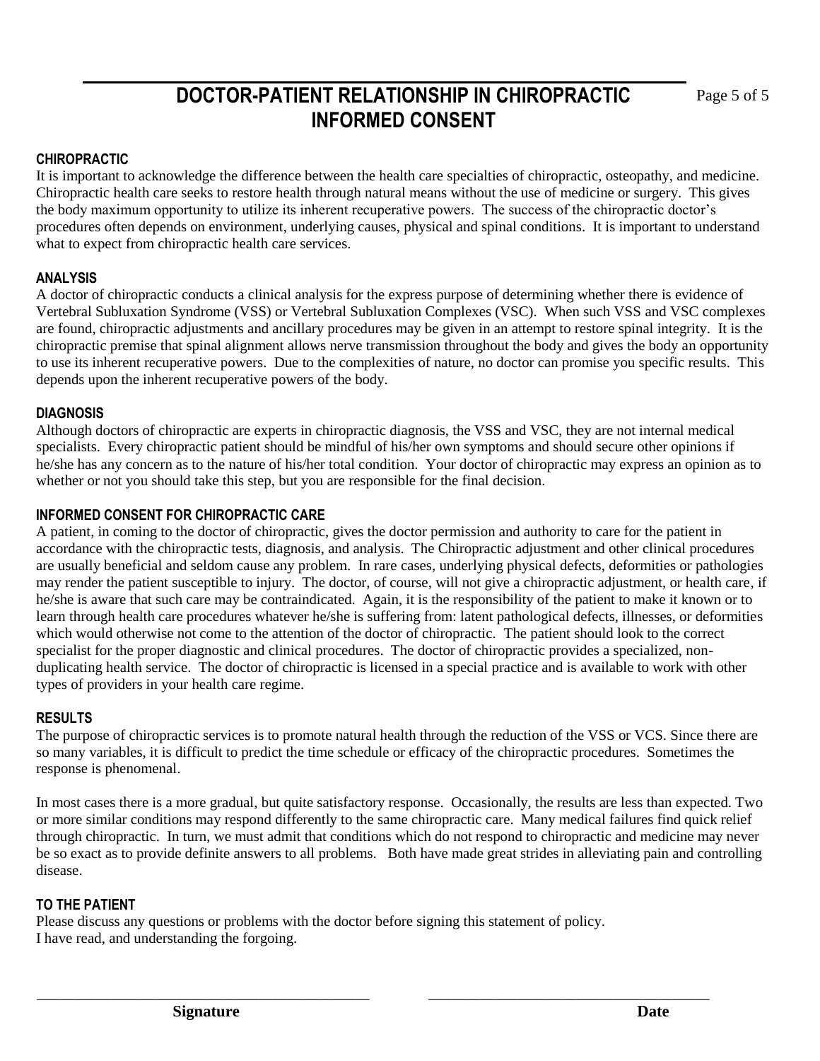# DOCTOR-PATIENT RELATIONSHIP IN CHIROPRACTIC INFORMED CONSENT

### CHIROPRACTIC

It is important to acknowledge the difference between the health care specialties of chiropractic, osteopathy, and medicine. Chiropractic health care seeks to restore health through natural means without the use of medicine or surgery. This gives the body maximum opportunity to utilize its inherent recuperative powers. The success of the chiropractic doctor's procedures often depends on environment, underlying causes, physical and spinal conditions. It is important to understand what to expect from chiropractic health care services.

### ANALYSIS

A doctor of chiropractic conducts a clinical analysis for the express purpose of determining whether there is evidence of Vertebral Subluxation Syndrome (VSS) or Vertebral Subluxation Complexes (VSC). When such VSS and VSC complexes are found, chiropractic adjustments and ancillary procedures may be given in an attempt to restore spinal integrity. It is the chiropractic premise that spinal alignment allows nerve transmission throughout the body and gives the body an opportunity to use its inherent recuperative powers. Due to the complexities of nature, no doctor can promise you specific results. This depends upon the inherent recuperative powers of the body.

### DIAGNOSIS

Although doctors of chiropractic are experts in chiropractic diagnosis, the VSS and VSC, they are not internal medical specialists. Every chiropractic patient should be mindful of his/her own symptoms and should secure other opinions if he/she has any concern as to the nature of his/her total condition. Your doctor of chiropractic may express an opinion as to whether or not you should take this step, but you are responsible for the final decision.

### INFORMED CONSENT FOR CHIROPRACTIC CARE

A patient, in coming to the doctor of chiropractic, gives the doctor permission and authority to care for the patient in accordance with the chiropractic tests, diagnosis, and analysis. The Chiropractic adjustment and other clinical procedures are usually beneficial and seldom cause any problem. In rare cases, underlying physical defects, deformities or pathologies may render the patient susceptible to injury. The doctor, of course, will not give a chiropractic adjustment, or health care, if he/she is aware that such care may be contraindicated. Again, it is the responsibility of the patient to make it known or to learn through health care procedures whatever he/she is suffering from: latent pathological defects, illnesses, or deformities which would otherwise not come to the attention of the doctor of chiropractic. The patient should look to the correct specialist for the proper diagnostic and clinical procedures. The doctor of chiropractic provides a specialized, non-duplicating health service. The doctor of chiropractic is licensed in a special practice and is available to work with other types of providers in your health care regime.

### RESULTS

The purpose of chiropractic services is to promote natural health through the reduction of the VSS or VCS. Since there are so many variables, it is difficult to predict the time schedule or efficacy of the chiropractic procedures. Sometimes the response is phenomenal.

In most cases there is a more gradual, but quite satisfactory response. Occasionally, the results are less than expected. Two or more similar conditions may respond differently to the same chiropractic care. Many medical failures find quick relief through chiropractic. In turn, we must admit that conditions which do not respond to chiropractic and medicine may never be so exact as to provide definite answers to all problems. Both have made great strides in alleviating pain and controlling disease.

### TO THE PATIENT

Please discuss any questions or problems with the doctor before signing this statement of policy.
I have read, and understanding the forgoing.

_____________________________________________ ____________________________________

**Signature** **Date**